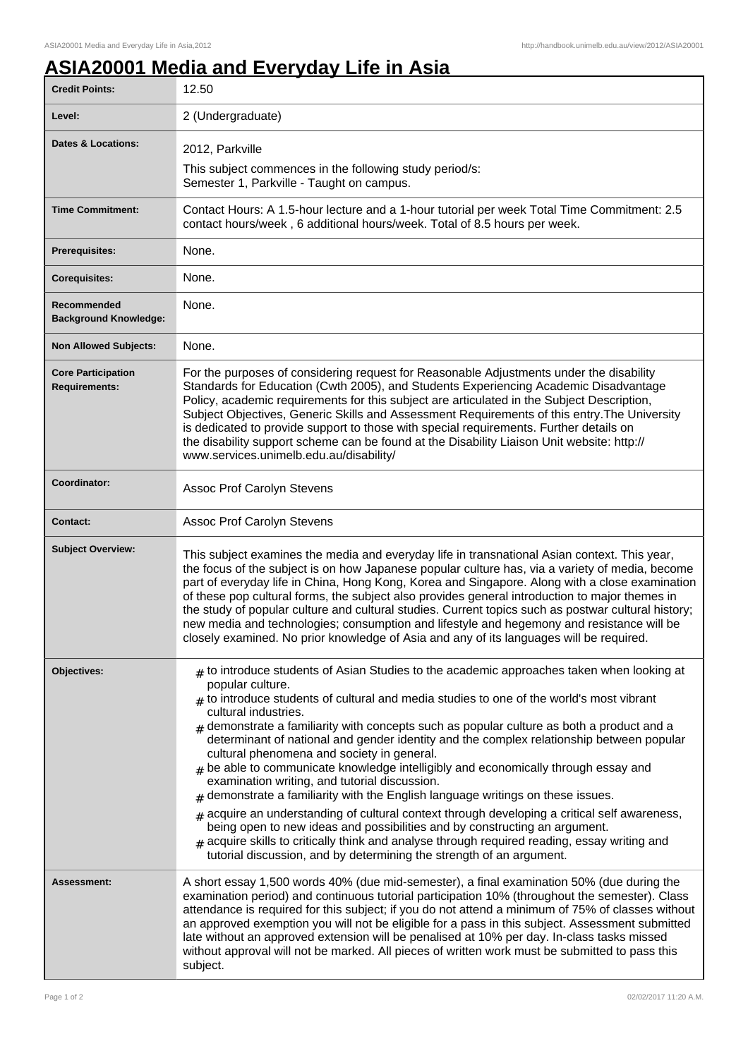# ASIA20001 Media and Everyday Life in Asia

| | |
|---|---|
| **Credit Points:** | 12.50 |
| **Level:** | 2 (Undergraduate) |
| **Dates & Locations:** | 2012, Parkville<br>This subject commences in the following study period/s:<br>Semester 1, Parkville - Taught on campus. |
| **Time Commitment:** | Contact Hours: A 1.5-hour lecture and a 1-hour tutorial per week Total Time Commitment: 2.5 contact hours/week , 6 additional hours/week. Total of 8.5 hours per week. |
| **Prerequisites:** | None. |
| **Corequisites:** | None. |
| **Recommended Background Knowledge:** | None. |
| **Non Allowed Subjects:** | None. |
| **Core Participation Requirements:** | For the purposes of considering request for Reasonable Adjustments under the disability Standards for Education (Cwth 2005), and Students Experiencing Academic Disadvantage Policy, academic requirements for this subject are articulated in the Subject Description, Subject Objectives, Generic Skills and Assessment Requirements of this entry.The University is dedicated to provide support to those with special requirements. Further details on the disability support scheme can be found at the Disability Liaison Unit website: http://www.services.unimelb.edu.au/disability/ |
| **Coordinator:** | Assoc Prof Carolyn Stevens |
| **Contact:** | Assoc Prof Carolyn Stevens |
| **Subject Overview:** | This subject examines the media and everyday life in transnational Asian context. This year, the focus of the subject is on how Japanese popular culture has, via a variety of media, become part of everyday life in China, Hong Kong, Korea and Singapore. Along with a close examination of these pop cultural forms, the subject also provides general introduction to major themes in the study of popular culture and cultural studies. Current topics such as postwar cultural history; new media and technologies; consumption and lifestyle and hegemony and resistance will be closely examined. No prior knowledge of Asia and any of its languages will be required. |
| **Objectives:** | # to introduce students of Asian Studies to the academic approaches taken when looking at popular culture.<br># to introduce students of cultural and media studies to one of the world's most vibrant cultural industries.<br># demonstrate a familiarity with concepts such as popular culture as both a product and a determinant of national and gender identity and the complex relationship between popular cultural phenomena and society in general.<br># be able to communicate knowledge intelligibly and economically through essay and examination writing, and tutorial discussion.<br># demonstrate a familiarity with the English language writings on these issues.<br># acquire an understanding of cultural context through developing a critical self awareness, being open to new ideas and possibilities and by constructing an argument.<br># acquire skills to critically think and analyse through required reading, essay writing and tutorial discussion, and by determining the strength of an argument. |
| **Assessment:** | A short essay 1,500 words 40% (due mid-semester), a final examination 50% (due during the examination period) and continuous tutorial participation 10% (throughout the semester). Class attendance is required for this subject; if you do not attend a minimum of 75% of classes without an approved exemption you will not be eligible for a pass in this subject. Assessment submitted late without an approved extension will be penalised at 10% per day. In-class tasks missed without approval will not be marked. All pieces of written work must be submitted to pass this subject. |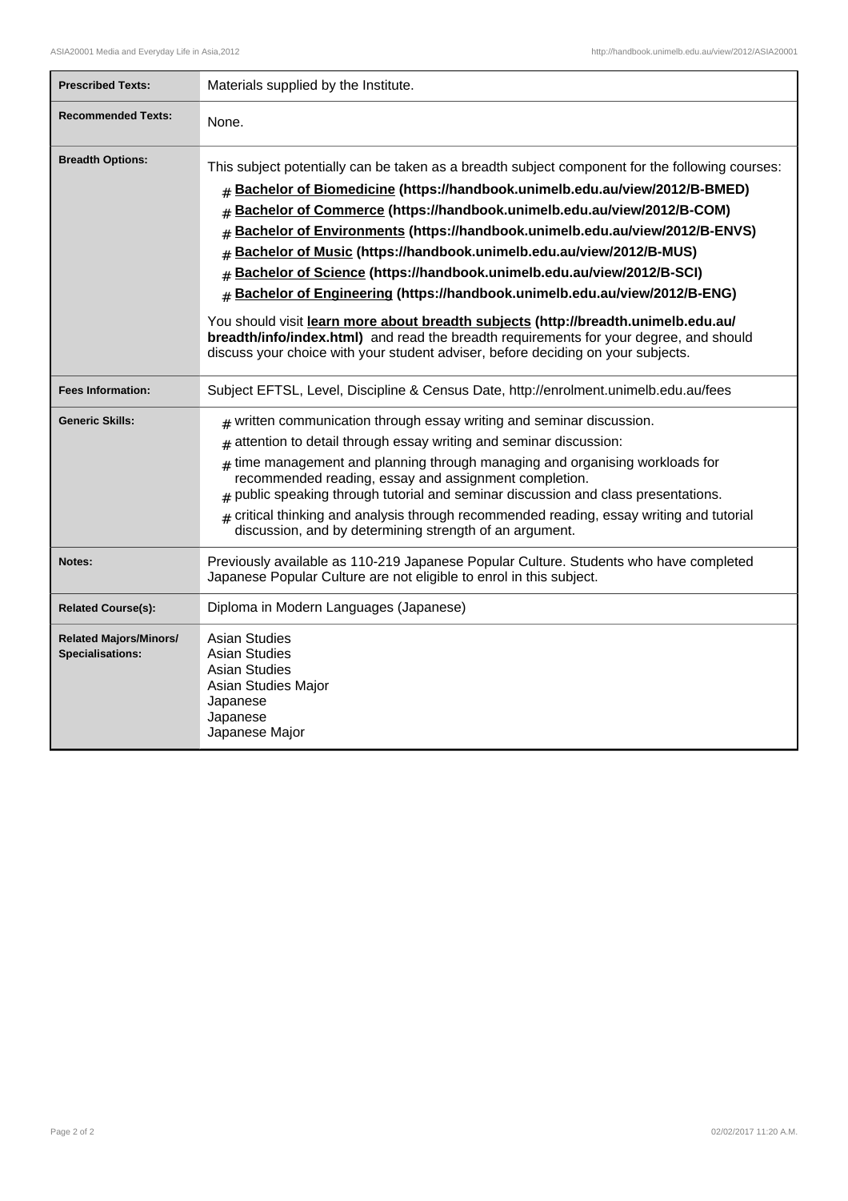| | |
|---|---|
| **Prescribed Texts:** | Materials supplied by the Institute. |
| **Recommended Texts:** | None. |
| **Breadth Options:** | This subject potentially can be taken as a breadth subject component for the following courses: <br># **Bachelor of Biomedicine (https://handbook.unimelb.edu.au/view/2012/B-BMED)**<br># **Bachelor of Commerce (https://handbook.unimelb.edu.au/view/2012/B-COM)**<br># **Bachelor of Environments (https://handbook.unimelb.edu.au/view/2012/B-ENVS)**<br># **Bachelor of Music (https://handbook.unimelb.edu.au/view/2012/B-MUS)**<br># **Bachelor of Science (https://handbook.unimelb.edu.au/view/2012/B-SCI)**<br># **Bachelor of Engineering (https://handbook.unimelb.edu.au/view/2012/B-ENG)**<br>You should visit **learn more about breadth subjects (http://breadth.unimelb.edu.au/breadth/info/index.html)** and read the breadth requirements for your degree, and should discuss your choice with your student adviser, before deciding on your subjects. |
| **Fees Information:** | Subject EFTSL, Level, Discipline & Census Date, http://enrolment.unimelb.edu.au/fees |
| **Generic Skills:** | # written communication through essay writing and seminar discussion.<br># attention to detail through essay writing and seminar discussion:<br># time management and planning through managing and organising workloads for recommended reading, essay and assignment completion.<br># public speaking through tutorial and seminar discussion and class presentations.<br># critical thinking and analysis through recommended reading, essay writing and tutorial discussion, and by determining strength of an argument. |
| **Notes:** | Previously available as 110-219 Japanese Popular Culture. Students who have completed Japanese Popular Culture are not eligible to enrol in this subject. |
| **Related Course(s):** | Diploma in Modern Languages (Japanese) |
| **Related Majors/Minors/ Specialisations:** | Asian Studies<br>Asian Studies<br>Asian Studies<br>Asian Studies Major<br>Japanese<br>Japanese<br>Japanese Major |